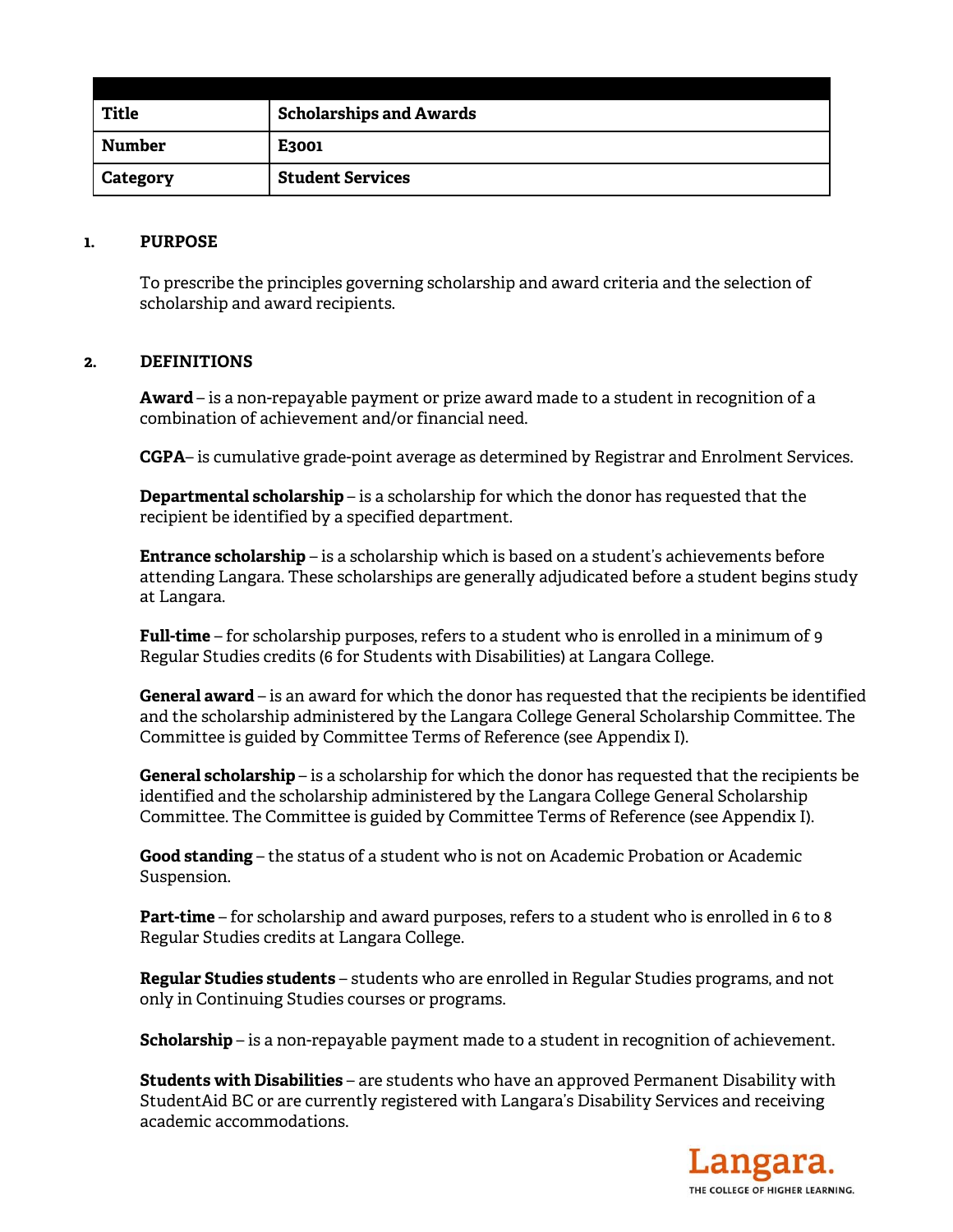| Title | Scholarships and Awards |
| --- | --- |
| Number | E3001 |
| Category | Student Services |

## 1. PURPOSE

To prescribe the principles governing scholarship and award criteria and the selection of scholarship and award recipients.

## 2. DEFINITIONS

**Award** – is a non-repayable payment or prize award made to a student in recognition of a combination of achievement and/or financial need.

**CGPA**– is cumulative grade-point average as determined by Registrar and Enrolment Services.

**Departmental scholarship** – is a scholarship for which the donor has requested that the recipient be identified by a specified department.

**Entrance scholarship** – is a scholarship which is based on a student's achievements before attending Langara. These scholarships are generally adjudicated before a student begins study at Langara.

**Full-time** – for scholarship purposes, refers to a student who is enrolled in a minimum of 9 Regular Studies credits (6 for Students with Disabilities) at Langara College.

**General award** – is an award for which the donor has requested that the recipients be identified and the scholarship administered by the Langara College General Scholarship Committee. The Committee is guided by Committee Terms of Reference (see Appendix I).

**General scholarship** – is a scholarship for which the donor has requested that the recipients be identified and the scholarship administered by the Langara College General Scholarship Committee. The Committee is guided by Committee Terms of Reference (see Appendix I).

**Good standing** – the status of a student who is not on Academic Probation or Academic Suspension.

**Part-time** – for scholarship and award purposes, refers to a student who is enrolled in 6 to 8 Regular Studies credits at Langara College.

**Regular Studies students** – students who are enrolled in Regular Studies programs, and not only in Continuing Studies courses or programs.

**Scholarship** – is a non-repayable payment made to a student in recognition of achievement.

**Students with Disabilities** – are students who have an approved Permanent Disability with StudentAid BC or are currently registered with Langara's Disability Services and receiving academic accommodations.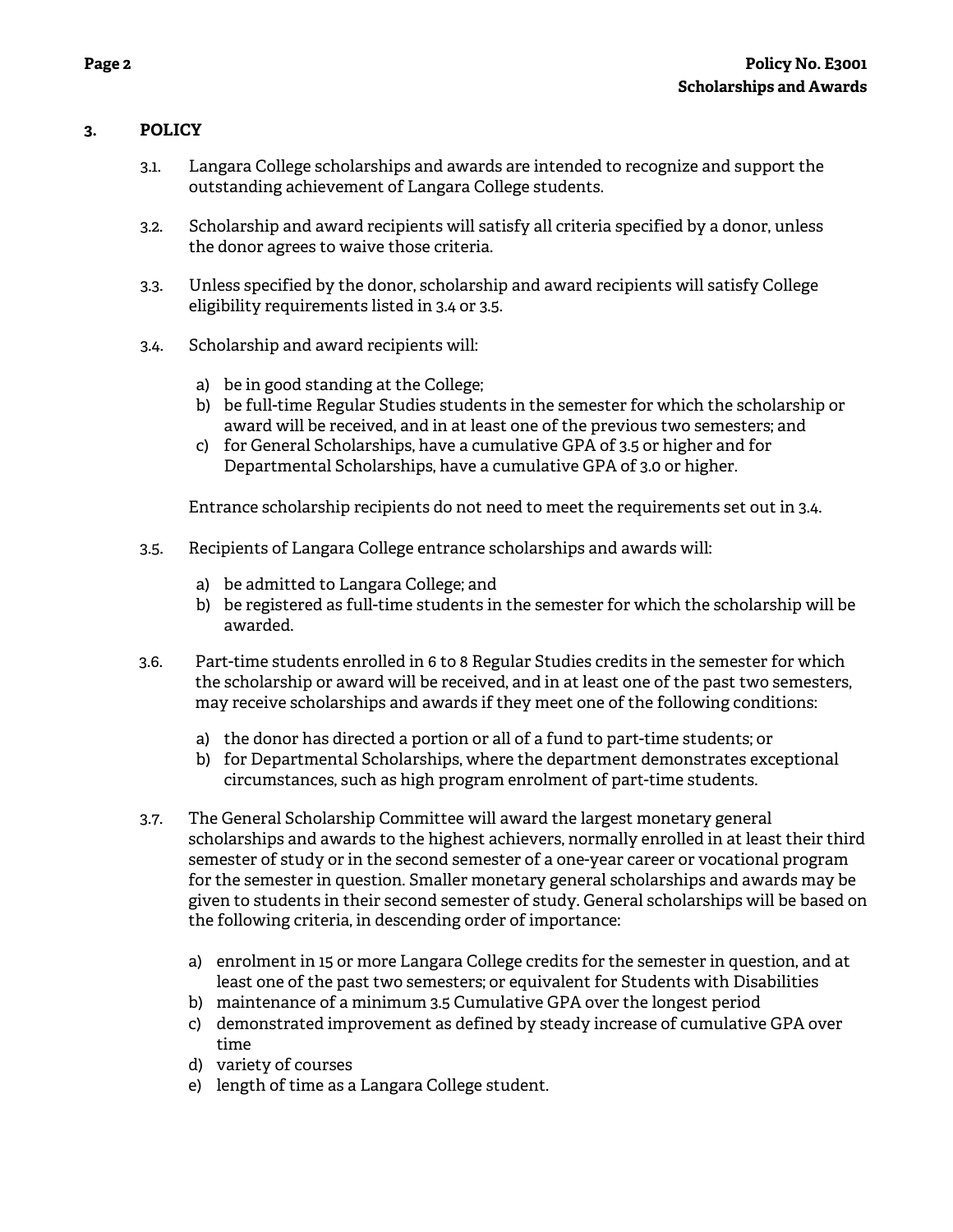## 3. POLICY

3.1. Langara College scholarships and awards are intended to recognize and support the outstanding achievement of Langara College students.

3.2. Scholarship and award recipients will satisfy all criteria specified by a donor, unless the donor agrees to waive those criteria.

3.3. Unless specified by the donor, scholarship and award recipients will satisfy College eligibility requirements listed in 3.4 or 3.5.

3.4. Scholarship and award recipients will:

a) be in good standing at the College;
b) be full-time Regular Studies students in the semester for which the scholarship or award will be received, and in at least one of the previous two semesters; and
c) for General Scholarships, have a cumulative GPA of 3.5 or higher and for Departmental Scholarships, have a cumulative GPA of 3.0 or higher.

Entrance scholarship recipients do not need to meet the requirements set out in 3.4.

3.5. Recipients of Langara College entrance scholarships and awards will:

a) be admitted to Langara College; and
b) be registered as full-time students in the semester for which the scholarship will be awarded.

3.6. Part-time students enrolled in 6 to 8 Regular Studies credits in the semester for which the scholarship or award will be received, and in at least one of the past two semesters, may receive scholarships and awards if they meet one of the following conditions:

a) the donor has directed a portion or all of a fund to part-time students; or
b) for Departmental Scholarships, where the department demonstrates exceptional circumstances, such as high program enrolment of part-time students.

3.7. The General Scholarship Committee will award the largest monetary general scholarships and awards to the highest achievers, normally enrolled in at least their third semester of study or in the second semester of a one-year career or vocational program for the semester in question. Smaller monetary general scholarships and awards may be given to students in their second semester of study. General scholarships will be based on the following criteria, in descending order of importance:

a) enrolment in 15 or more Langara College credits for the semester in question, and at least one of the past two semesters; or equivalent for Students with Disabilities
b) maintenance of a minimum 3.5 Cumulative GPA over the longest period
c) demonstrated improvement as defined by steady increase of cumulative GPA over time
d) variety of courses
e) length of time as a Langara College student.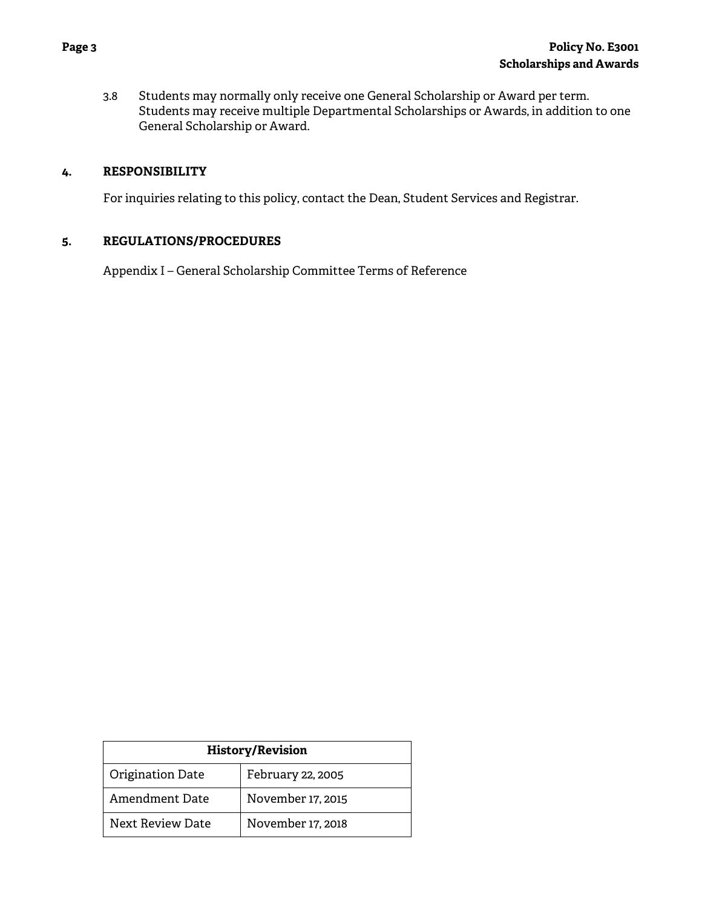3.8 Students may normally only receive one General Scholarship or Award per term. Students may receive multiple Departmental Scholarships or Awards, in addition to one General Scholarship or Award.

## 4. RESPONSIBILITY

For inquiries relating to this policy, contact the Dean, Student Services and Registrar.

## 5. REGULATIONS/PROCEDURES

Appendix I – General Scholarship Committee Terms of Reference

| History/Revision | |
|---|---|
| Origination Date | February 22, 2005 |
| Amendment Date | November 17, 2015 |
| Next Review Date | November 17, 2018 |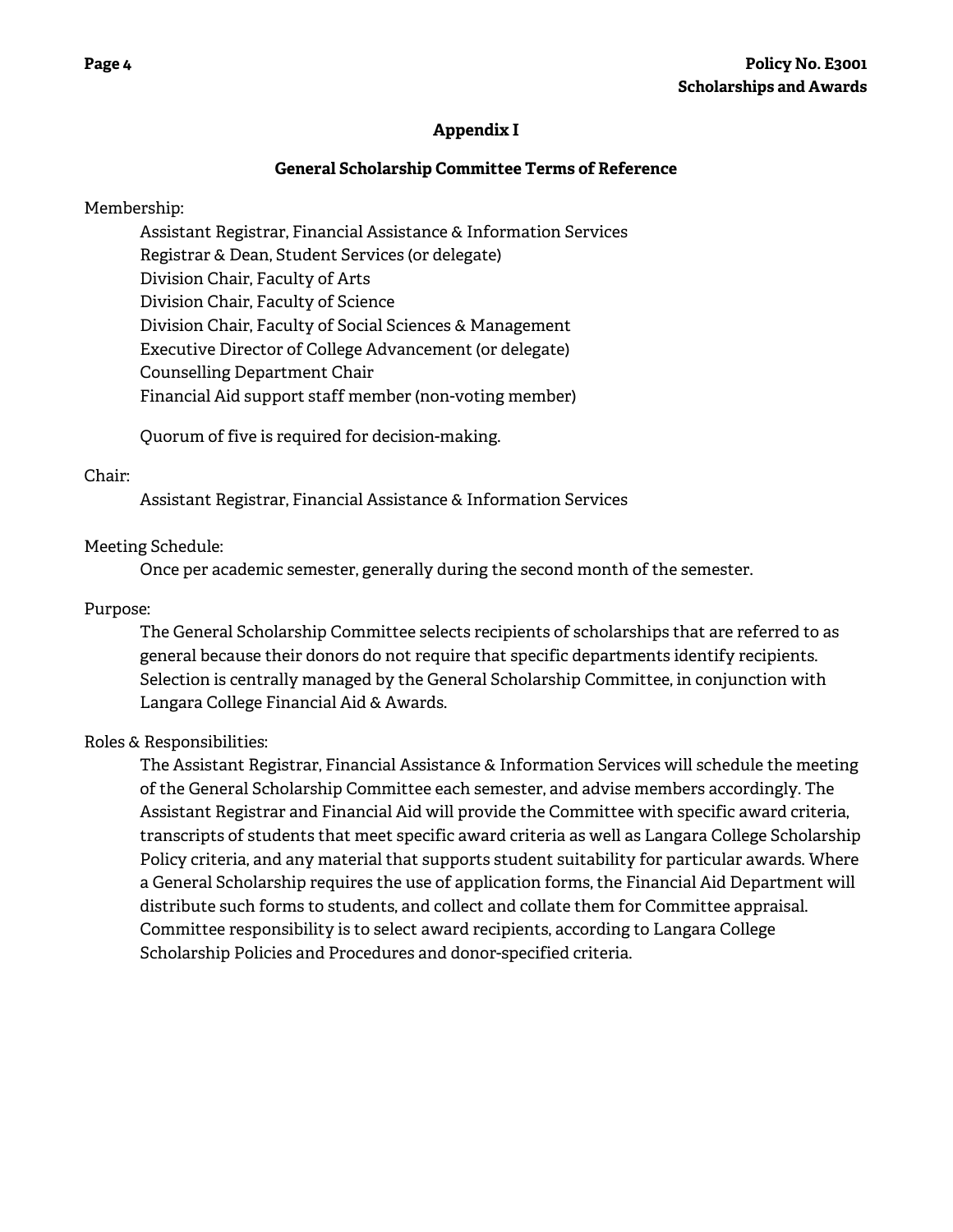## Appendix I

### General Scholarship Committee Terms of Reference

Membership:

Assistant Registrar, Financial Assistance & Information Services
Registrar & Dean, Student Services (or delegate)
Division Chair, Faculty of Arts
Division Chair, Faculty of Science
Division Chair, Faculty of Social Sciences & Management
Executive Director of College Advancement (or delegate)
Counselling Department Chair
Financial Aid support staff member (non-voting member)

Quorum of five is required for decision-making.

Chair:

Assistant Registrar, Financial Assistance & Information Services

Meeting Schedule:

Once per academic semester, generally during the second month of the semester.

Purpose:

The General Scholarship Committee selects recipients of scholarships that are referred to as general because their donors do not require that specific departments identify recipients. Selection is centrally managed by the General Scholarship Committee, in conjunction with Langara College Financial Aid & Awards.

Roles & Responsibilities:

The Assistant Registrar, Financial Assistance & Information Services will schedule the meeting of the General Scholarship Committee each semester, and advise members accordingly. The Assistant Registrar and Financial Aid will provide the Committee with specific award criteria, transcripts of students that meet specific award criteria as well as Langara College Scholarship Policy criteria, and any material that supports student suitability for particular awards. Where a General Scholarship requires the use of application forms, the Financial Aid Department will distribute such forms to students, and collect and collate them for Committee appraisal. Committee responsibility is to select award recipients, according to Langara College Scholarship Policies and Procedures and donor-specified criteria.